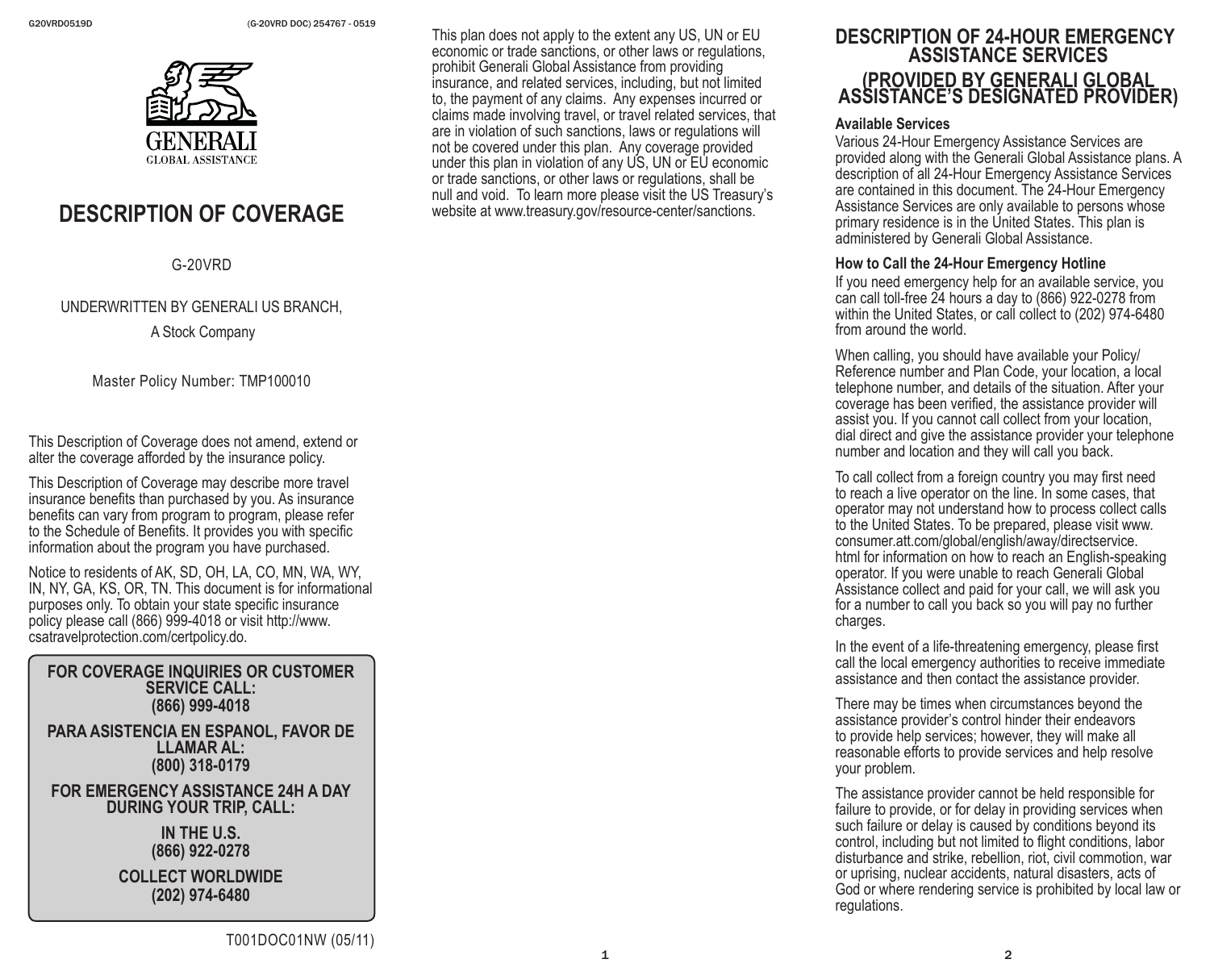# DESCRIPTION OF COVERAGE

G-20VRD

UNDERWRITTEN BY GENERALI US BRANCH,

A Stock Company

Master Policy Number: TMP100010

This Description of Coverage does not amend, extend or alter the coverage afforded by the insurance policy.

This Description of Coverage may describe more travel insurance benefits than purchased by you. As insurance benefits can vary from program to program, please refer to the Schedule of Benefits. It provides you with specific information about the program you have purchased.

Notice to residents of AK, SD, OH, LA, CO, MN, WA, WY, IN, NY, GA, KS, OR, TN. This document is for informational purposes only. To obtain your state specific insurance policy please call (866) 999-4018 or visit http://www.csatravelprotection.com/certpolicy.do.

**FOR COVERAGE INQUIRIES OR CUSTOMER SERVICE CALL:**
**(866) 999-4018**

**PARA ASISTENCIA EN ESPANOL, FAVOR DE LLAMAR AL:**
**(800) 318-0179**

**FOR EMERGENCY ASSISTANCE 24H A DAY DURING YOUR TRIP, CALL:**

**IN THE U.S.**
**(866) 922-0278**

**COLLECT WORLDWIDE**
**(202) 974-6480**

T001DOC01NW (05/11)

This plan does not apply to the extent any US, UN or EU economic or trade sanctions, or other laws or regulations, prohibit Generali Global Assistance from providing insurance, and related services, including, but not limited to, the payment of any claims. Any expenses incurred or claims made involving travel, or travel related services, that are in violation of such sanctions, laws or regulations will not be covered under this plan. Any coverage provided under this plan in violation of any US, UN or EU economic or trade sanctions, or other laws or regulations, shall be null and void. To learn more please visit the US Treasury's website at www.treasury.gov/resource-center/sanctions.

## DESCRIPTION OF 24-HOUR EMERGENCY ASSISTANCE SERVICES (PROVIDED BY GENERALI GLOBAL ASSISTANCE'S DESIGNATED PROVIDER)

### Available Services

Various 24-Hour Emergency Assistance Services are provided along with the Generali Global Assistance plans. A description of all 24-Hour Emergency Assistance Services are contained in this document. The 24-Hour Emergency Assistance Services are only available to persons whose primary residence is in the United States. This plan is administered by Generali Global Assistance.

### How to Call the 24-Hour Emergency Hotline

If you need emergency help for an available service, you can call toll-free 24 hours a day to (866) 922-0278 from within the United States, or call collect to (202) 974-6480 from around the world.

When calling, you should have available your Policy/Reference number and Plan Code, your location, a local telephone number, and details of the situation. After your coverage has been verified, the assistance provider will assist you. If you cannot call collect from your location, dial direct and give the assistance provider your telephone number and location and they will call you back.

To call collect from a foreign country you may first need to reach a live operator on the line. In some cases, that operator may not understand how to process collect calls to the United States. To be prepared, please visit www.consumer.att.com/global/english/away/directservice.html for information on how to reach an English-speaking operator. If you were unable to reach Generali Global Assistance collect and paid for your call, we will ask you for a number to call you back so you will pay no further charges.

In the event of a life-threatening emergency, please first call the local emergency authorities to receive immediate assistance and then contact the assistance provider.

There may be times when circumstances beyond the assistance provider's control hinder their endeavors to provide help services; however, they will make all reasonable efforts to provide services and help resolve your problem.

The assistance provider cannot be held responsible for failure to provide, or for delay in providing services when such failure or delay is caused by conditions beyond its control, including but not limited to flight conditions, labor disturbance and strike, rebellion, riot, civil commotion, war or uprising, nuclear accidents, natural disasters, acts of God or where rendering service is prohibited by local law or regulations.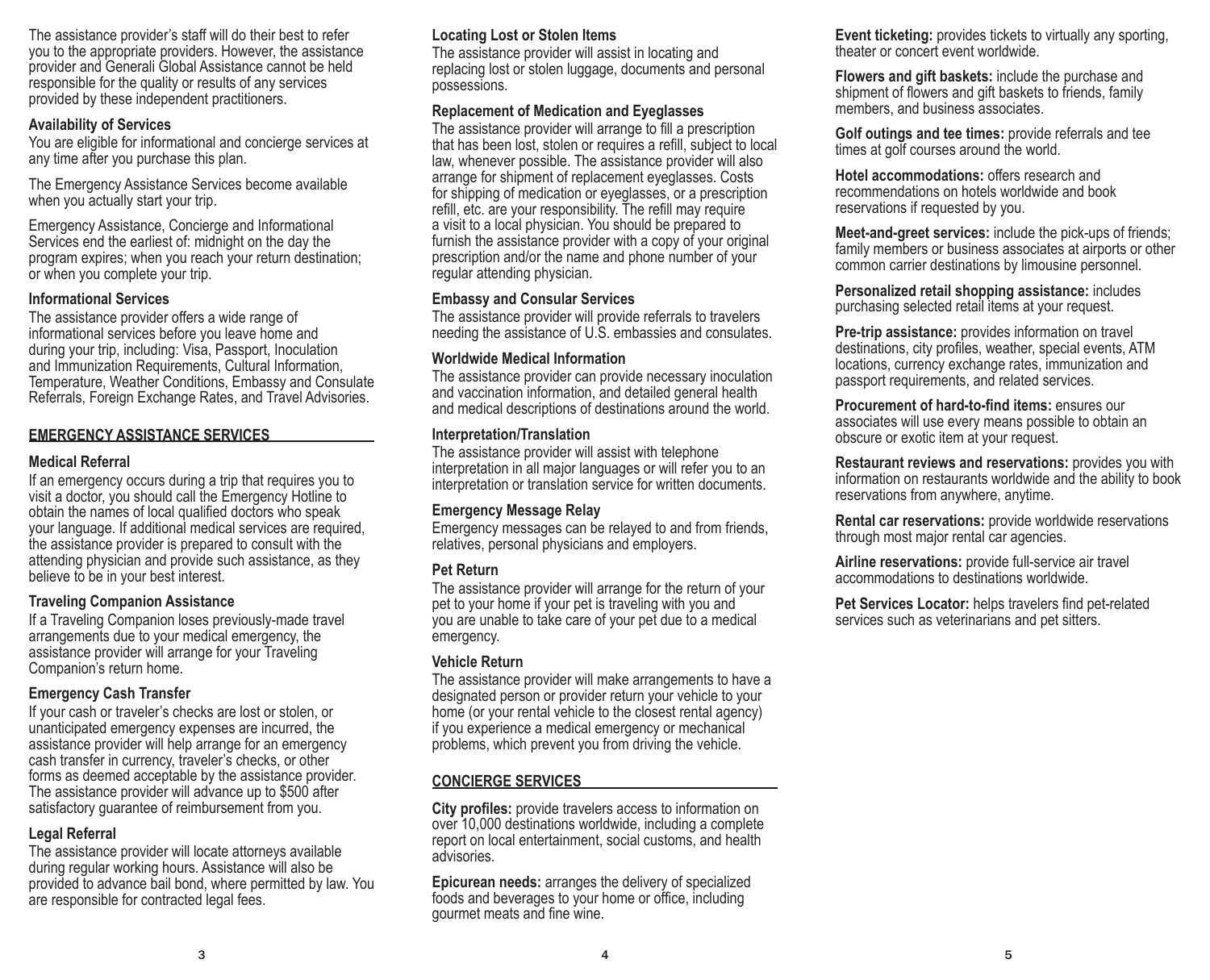The assistance provider's staff will do their best to refer you to the appropriate providers. However, the assistance provider and Generali Global Assistance cannot be held responsible for the quality or results of any services provided by these independent practitioners.

### Availability of Services

You are eligible for informational and concierge services at any time after you purchase this plan.

The Emergency Assistance Services become available when you actually start your trip.

Emergency Assistance, Concierge and Informational Services end the earliest of: midnight on the day the program expires; when you reach your return destination; or when you complete your trip.

### Informational Services

The assistance provider offers a wide range of informational services before you leave home and during your trip, including: Visa, Passport, Inoculation and Immunization Requirements, Cultural Information, Temperature, Weather Conditions, Embassy and Consulate Referrals, Foreign Exchange Rates, and Travel Advisories.

## EMERGENCY ASSISTANCE SERVICES

### Medical Referral

If an emergency occurs during a trip that requires you to visit a doctor, you should call the Emergency Hotline to obtain the names of local qualified doctors who speak your language. If additional medical services are required, the assistance provider is prepared to consult with the attending physician and provide such assistance, as they believe to be in your best interest.

### Traveling Companion Assistance

If a Traveling Companion loses previously-made travel arrangements due to your medical emergency, the assistance provider will arrange for your Traveling Companion's return home.

### Emergency Cash Transfer

If your cash or traveler's checks are lost or stolen, or unanticipated emergency expenses are incurred, the assistance provider will help arrange for an emergency cash transfer in currency, traveler's checks, or other forms as deemed acceptable by the assistance provider. The assistance provider will advance up to $500 after satisfactory guarantee of reimbursement from you.

### Legal Referral

The assistance provider will locate attorneys available during regular working hours. Assistance will also be provided to advance bail bond, where permitted by law. You are responsible for contracted legal fees.

### Locating Lost or Stolen Items

The assistance provider will assist in locating and replacing lost or stolen luggage, documents and personal possessions.

### Replacement of Medication and Eyeglasses

The assistance provider will arrange to fill a prescription that has been lost, stolen or requires a refill, subject to local law, whenever possible. The assistance provider will also arrange for shipment of replacement eyeglasses. Costs for shipping of medication or eyeglasses, or a prescription refill, etc. are your responsibility. The refill may require a visit to a local physician. You should be prepared to furnish the assistance provider with a copy of your original prescription and/or the name and phone number of your regular attending physician.

### Embassy and Consular Services

The assistance provider will provide referrals to travelers needing the assistance of U.S. embassies and consulates.

### Worldwide Medical Information

The assistance provider can provide necessary inoculation and vaccination information, and detailed general health and medical descriptions of destinations around the world.

### Interpretation/Translation

The assistance provider will assist with telephone interpretation in all major languages or will refer you to an interpretation or translation service for written documents.

### Emergency Message Relay

Emergency messages can be relayed to and from friends, relatives, personal physicians and employers.

### Pet Return

The assistance provider will arrange for the return of your pet to your home if your pet is traveling with you and you are unable to take care of your pet due to a medical emergency.

### Vehicle Return

The assistance provider will make arrangements to have a designated person or provider return your vehicle to your home (or your rental vehicle to the closest rental agency) if you experience a medical emergency or mechanical problems, which prevent you from driving the vehicle.

## CONCIERGE SERVICES

**City profiles:** provide travelers access to information on over 10,000 destinations worldwide, including a complete report on local entertainment, social customs, and health advisories.

**Epicurean needs:** arranges the delivery of specialized foods and beverages to your home or office, including gourmet meats and fine wine.

**Event ticketing:** provides tickets to virtually any sporting, theater or concert event worldwide.

**Flowers and gift baskets:** include the purchase and shipment of flowers and gift baskets to friends, family members, and business associates.

**Golf outings and tee times:** provide referrals and tee times at golf courses around the world.

**Hotel accommodations:** offers research and recommendations on hotels worldwide and book reservations if requested by you.

**Meet-and-greet services:** include the pick-ups of friends; family members or business associates at airports or other common carrier destinations by limousine personnel.

**Personalized retail shopping assistance:** includes purchasing selected retail items at your request.

**Pre-trip assistance:** provides information on travel destinations, city profiles, weather, special events, ATM locations, currency exchange rates, immunization and passport requirements, and related services.

**Procurement of hard-to-find items:** ensures our associates will use every means possible to obtain an obscure or exotic item at your request.

**Restaurant reviews and reservations:** provides you with information on restaurants worldwide and the ability to book reservations from anywhere, anytime.

**Rental car reservations:** provide worldwide reservations through most major rental car agencies.

**Airline reservations:** provide full-service air travel accommodations to destinations worldwide.

**Pet Services Locator:** helps travelers find pet-related services such as veterinarians and pet sitters.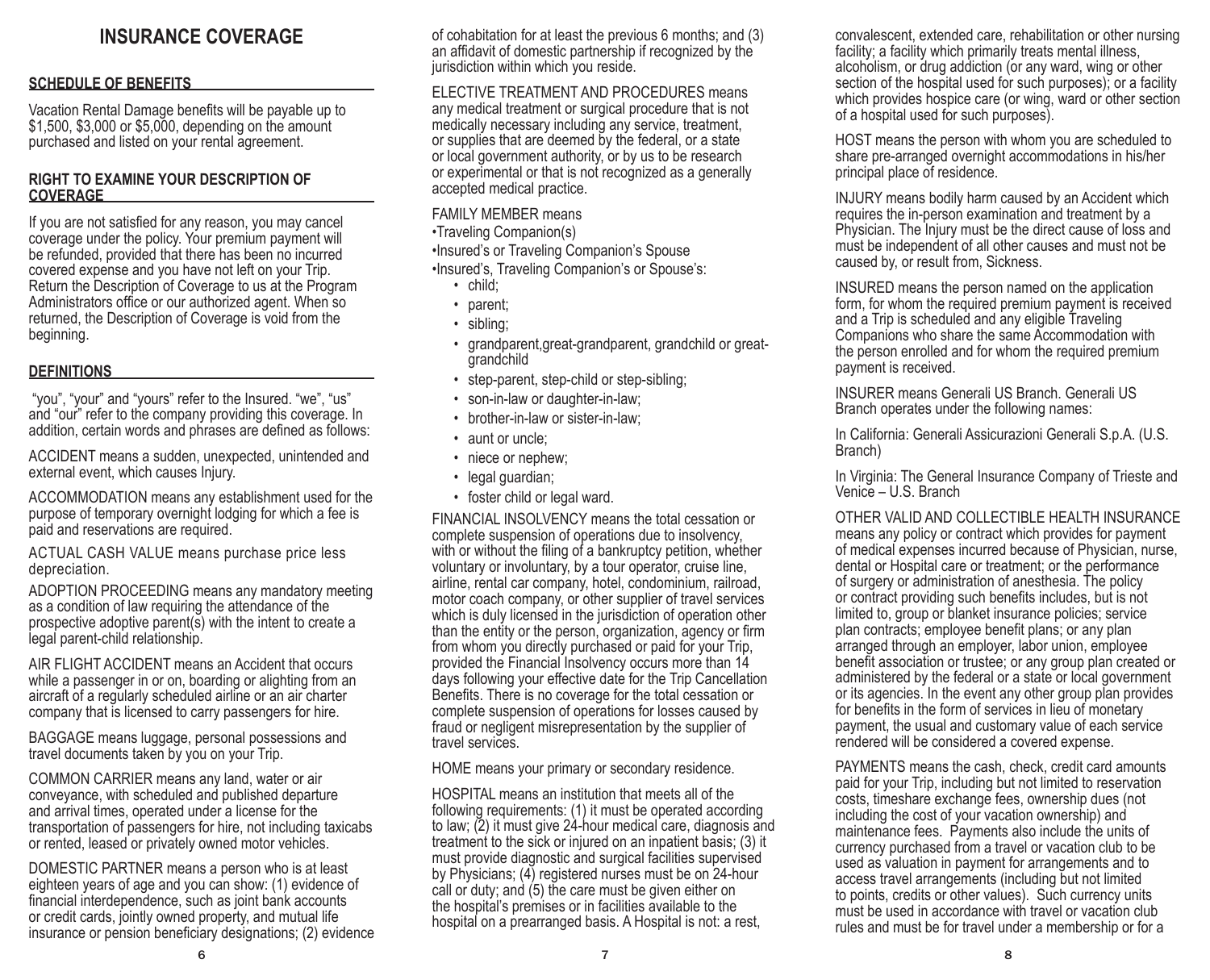# INSURANCE COVERAGE

## SCHEDULE OF BENEFITS

Vacation Rental Damage benefits will be payable up to $1,500, $3,000 or $5,000, depending on the amount purchased and listed on your rental agreement.

### RIGHT TO EXAMINE YOUR DESCRIPTION OF COVERAGE

If you are not satisfied for any reason, you may cancel coverage under the policy. Your premium payment will be refunded, provided that there has been no incurred covered expense and you have not left on your Trip. Return the Description of Coverage to us at the Program Administrators office or our authorized agent. When so returned, the Description of Coverage is void from the beginning.

## DEFINITIONS

"you", "your" and "yours" refer to the Insured. "we", "us" and "our" refer to the company providing this coverage. In addition, certain words and phrases are defined as follows:

ACCIDENT means a sudden, unexpected, unintended and external event, which causes Injury.

ACCOMMODATION means any establishment used for the purpose of temporary overnight lodging for which a fee is paid and reservations are required.

ACTUAL CASH VALUE means purchase price less depreciation.

ADOPTION PROCEEDING means any mandatory meeting as a condition of law requiring the attendance of the prospective adoptive parent(s) with the intent to create a legal parent-child relationship.

AIR FLIGHT ACCIDENT means an Accident that occurs while a passenger in or on, boarding or alighting from an aircraft of a regularly scheduled airline or an air charter company that is licensed to carry passengers for hire.

BAGGAGE means luggage, personal possessions and travel documents taken by you on your Trip.

COMMON CARRIER means any land, water or air conveyance, with scheduled and published departure and arrival times, operated under a license for the transportation of passengers for hire, not including taxicabs or rented, leased or privately owned motor vehicles.

DOMESTIC PARTNER means a person who is at least eighteen years of age and you can show: (1) evidence of financial interdependence, such as joint bank accounts or credit cards, jointly owned property, and mutual life insurance or pension beneficiary designations; (2) evidence of cohabitation for at least the previous 6 months; and (3) an affidavit of domestic partnership if recognized by the jurisdiction within which you reside.

ELECTIVE TREATMENT AND PROCEDURES means any medical treatment or surgical procedure that is not medically necessary including any service, treatment, or supplies that are deemed by the federal, or a state or local government authority, or by us to be research or experimental or that is not recognized as a generally accepted medical practice.

FAMILY MEMBER means

- Traveling Companion(s)
- Insured's or Traveling Companion's Spouse
- Insured's, Traveling Companion's or Spouse's:
  - child;
  - parent;
  - sibling;
  - grandparent,great-grandparent, grandchild or great-grandchild
  - step-parent, step-child or step-sibling;
  - son-in-law or daughter-in-law;
  - brother-in-law or sister-in-law;
  - aunt or uncle;
  - niece or nephew;
  - legal guardian;
  - foster child or legal ward.

FINANCIAL INSOLVENCY means the total cessation or complete suspension of operations due to insolvency, with or without the filing of a bankruptcy petition, whether voluntary or involuntary, by a tour operator, cruise line, airline, rental car company, hotel, condominium, railroad, motor coach company, or other supplier of travel services which is duly licensed in the jurisdiction of operation other than the entity or the person, organization, agency or firm from whom you directly purchased or paid for your Trip, provided the Financial Insolvency occurs more than 14 days following your effective date for the Trip Cancellation Benefits. There is no coverage for the total cessation or complete suspension of operations for losses caused by fraud or negligent misrepresentation by the supplier of travel services.

HOME means your primary or secondary residence.

HOSPITAL means an institution that meets all of the following requirements: (1) it must be operated according to law; (2) it must give 24-hour medical care, diagnosis and treatment to the sick or injured on an inpatient basis; (3) it must provide diagnostic and surgical facilities supervised by Physicians; (4) registered nurses must be on 24-hour call or duty; and (5) the care must be given either on the hospital's premises or in facilities available to the hospital on a prearranged basis. A Hospital is not: a rest, convalescent, extended care, rehabilitation or other nursing facility; a facility which primarily treats mental illness, alcoholism, or drug addiction (or any ward, wing or other section of the hospital used for such purposes); or a facility which provides hospice care (or wing, ward or other section of a hospital used for such purposes).

HOST means the person with whom you are scheduled to share pre-arranged overnight accommodations in his/her principal place of residence.

INJURY means bodily harm caused by an Accident which requires the in-person examination and treatment by a Physician. The Injury must be the direct cause of loss and must be independent of all other causes and must not be caused by, or result from, Sickness.

INSURED means the person named on the application form, for whom the required premium payment is received and a Trip is scheduled and any eligible Traveling Companions who share the same Accommodation with the person enrolled and for whom the required premium payment is received.

INSURER means Generali US Branch. Generali US Branch operates under the following names:

In California: Generali Assicurazioni Generali S.p.A. (U.S. Branch)

In Virginia: The General Insurance Company of Trieste and Venice – U.S. Branch

OTHER VALID AND COLLECTIBLE HEALTH INSURANCE means any policy or contract which provides for payment of medical expenses incurred because of Physician, nurse, dental or Hospital care or treatment; or the performance of surgery or administration of anesthesia. The policy or contract providing such benefits includes, but is not limited to, group or blanket insurance policies; service plan contracts; employee benefit plans; or any plan arranged through an employer, labor union, employee benefit association or trustee; or any group plan created or administered by the federal or a state or local government or its agencies. In the event any other group plan provides for benefits in the form of services in lieu of monetary payment, the usual and customary value of each service rendered will be considered a covered expense.

PAYMENTS means the cash, check, credit card amounts paid for your Trip, including but not limited to reservation costs, timeshare exchange fees, ownership dues (not including the cost of your vacation ownership) and maintenance fees. Payments also include the units of currency purchased from a travel or vacation club to be used as valuation in payment for arrangements and to access travel arrangements (including but not limited to points, credits or other values). Such currency units must be used in accordance with travel or vacation club rules and must be for travel under a membership or for a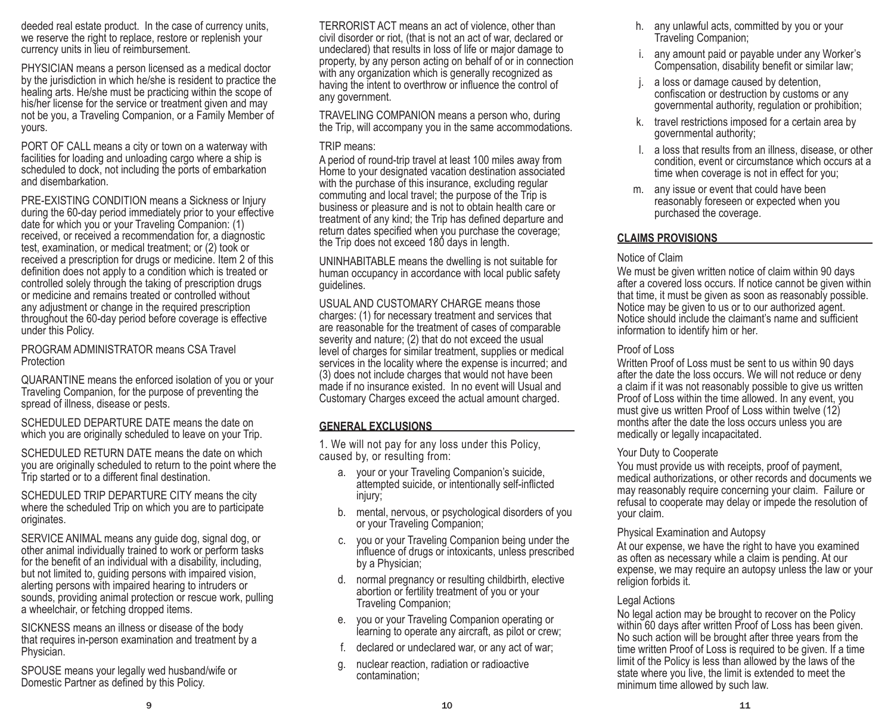deeded real estate product. In the case of currency units, we reserve the right to replace, restore or replenish your currency units in lieu of reimbursement.

PHYSICIAN means a person licensed as a medical doctor by the jurisdiction in which he/she is resident to practice the healing arts. He/she must be practicing within the scope of his/her license for the service or treatment given and may not be you, a Traveling Companion, or a Family Member of yours.

PORT OF CALL means a city or town on a waterway with facilities for loading and unloading cargo where a ship is scheduled to dock, not including the ports of embarkation and disembarkation.

PRE-EXISTING CONDITION means a Sickness or Injury during the 60-day period immediately prior to your effective date for which you or your Traveling Companion: (1) received, or received a recommendation for, a diagnostic test, examination, or medical treatment; or (2) took or received a prescription for drugs or medicine. Item 2 of this definition does not apply to a condition which is treated or controlled solely through the taking of prescription drugs or medicine and remains treated or controlled without any adjustment or change in the required prescription throughout the 60-day period before coverage is effective under this Policy.

PROGRAM ADMINISTRATOR means CSA Travel Protection

QUARANTINE means the enforced isolation of you or your Traveling Companion, for the purpose of preventing the spread of illness, disease or pests.

SCHEDULED DEPARTURE DATE means the date on which you are originally scheduled to leave on your Trip.

SCHEDULED RETURN DATE means the date on which you are originally scheduled to return to the point where the Trip started or to a different final destination.

SCHEDULED TRIP DEPARTURE CITY means the city where the scheduled Trip on which you are to participate originates.

SERVICE ANIMAL means any guide dog, signal dog, or other animal individually trained to work or perform tasks for the benefit of an individual with a disability, including, but not limited to, guiding persons with impaired vision, alerting persons with impaired hearing to intruders or sounds, providing animal protection or rescue work, pulling a wheelchair, or fetching dropped items.

SICKNESS means an illness or disease of the body that requires in-person examination and treatment by a Physician.

SPOUSE means your legally wed husband/wife or Domestic Partner as defined by this Policy.

TERRORIST ACT means an act of violence, other than civil disorder or riot, (that is not an act of war, declared or undeclared) that results in loss of life or major damage to property, by any person acting on behalf of or in connection with any organization which is generally recognized as having the intent to overthrow or influence the control of any government.

TRAVELING COMPANION means a person who, during the Trip, will accompany you in the same accommodations.

TRIP means:
A period of round-trip travel at least 100 miles away from Home to your designated vacation destination associated with the purchase of this insurance, excluding regular commuting and local travel; the purpose of the Trip is business or pleasure and is not to obtain health care or treatment of any kind; the Trip has defined departure and return dates specified when you purchase the coverage; the Trip does not exceed 180 days in length.

UNINHABITABLE means the dwelling is not suitable for human occupancy in accordance with local public safety guidelines.

USUAL AND CUSTOMARY CHARGE means those charges: (1) for necessary treatment and services that are reasonable for the treatment of cases of comparable severity and nature; (2) that do not exceed the usual level of charges for similar treatment, supplies or medical services in the locality where the expense is incurred; and (3) does not include charges that would not have been made if no insurance existed. In no event will Usual and Customary Charges exceed the actual amount charged.

## GENERAL EXCLUSIONS

1. We will not pay for any loss under this Policy, caused by, or resulting from:

a. your or your Traveling Companion's suicide, attempted suicide, or intentionally self-inflicted injury;
b. mental, nervous, or psychological disorders of you or your Traveling Companion;
c. you or your Traveling Companion being under the influence of drugs or intoxicants, unless prescribed by a Physician;
d. normal pregnancy or resulting childbirth, elective abortion or fertility treatment of you or your Traveling Companion;
e. you or your Traveling Companion operating or learning to operate any aircraft, as pilot or crew;
f. declared or undeclared war, or any act of war;
g. nuclear reaction, radiation or radioactive contamination;
h. any unlawful acts, committed by you or your Traveling Companion;
i. any amount paid or payable under any Worker's Compensation, disability benefit or similar law;
j. a loss or damage caused by detention, confiscation or destruction by customs or any governmental authority, regulation or prohibition;
k. travel restrictions imposed for a certain area by governmental authority;
l. a loss that results from an illness, disease, or other condition, event or circumstance which occurs at a time when coverage is not in effect for you;
m. any issue or event that could have been reasonably foreseen or expected when you purchased the coverage.

## CLAIMS PROVISIONS

Notice of Claim
We must be given written notice of claim within 90 days after a covered loss occurs. If notice cannot be given within that time, it must be given as soon as reasonably possible. Notice may be given to us or to our authorized agent. Notice should include the claimant's name and sufficient information to identify him or her.

Proof of Loss
Written Proof of Loss must be sent to us within 90 days after the date the loss occurs. We will not reduce or deny a claim if it was not reasonably possible to give us written Proof of Loss within the time allowed. In any event, you must give us written Proof of Loss within twelve (12) months after the date the loss occurs unless you are medically or legally incapacitated.

Your Duty to Cooperate
You must provide us with receipts, proof of payment, medical authorizations, or other records and documents we may reasonably require concerning your claim. Failure or refusal to cooperate may delay or impede the resolution of your claim.

Physical Examination and Autopsy
At our expense, we have the right to have you examined as often as necessary while a claim is pending. At our expense, we may require an autopsy unless the law or your religion forbids it.

Legal Actions
No legal action may be brought to recover on the Policy within 60 days after written Proof of Loss has been given. No such action will be brought after three years from the time written Proof of Loss is required to be given. If a time limit of the Policy is less than allowed by the laws of the state where you live, the limit is extended to meet the minimum time allowed by such law.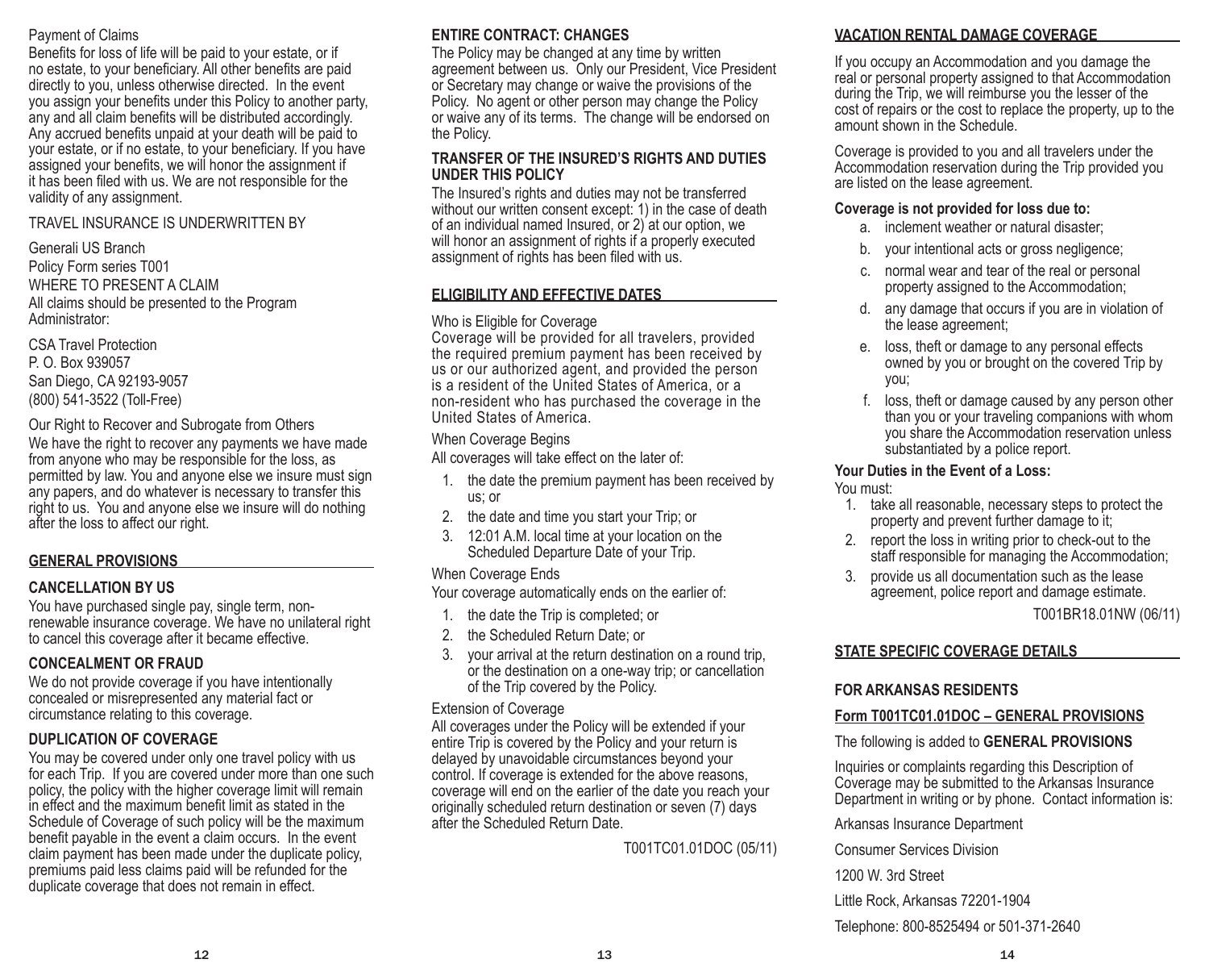Payment of Claims

Benefits for loss of life will be paid to your estate, or if no estate, to your beneficiary. All other benefits are paid directly to you, unless otherwise directed. In the event you assign your benefits under this Policy to another party, any and all claim benefits will be distributed accordingly. Any accrued benefits unpaid at your death will be paid to your estate, or if no estate, to your beneficiary. If you have assigned your benefits, we will honor the assignment if it has been filed with us. We are not responsible for the validity of any assignment.

TRAVEL INSURANCE IS UNDERWRITTEN BY

Generali US Branch
Policy Form series T001
WHERE TO PRESENT A CLAIM
All claims should be presented to the Program Administrator:

CSA Travel Protection
P. O. Box 939057
San Diego, CA 92193-9057
(800) 541-3522 (Toll-Free)

Our Right to Recover and Subrogate from Others

We have the right to recover any payments we have made from anyone who may be responsible for the loss, as permitted by law. You and anyone else we insure must sign any papers, and do whatever is necessary to transfer this right to us. You and anyone else we insure will do nothing after the loss to affect our right.

## GENERAL PROVISIONS

### CANCELLATION BY US

You have purchased single pay, single term, non-renewable insurance coverage. We have no unilateral right to cancel this coverage after it became effective.

### CONCEALMENT OR FRAUD

We do not provide coverage if you have intentionally concealed or misrepresented any material fact or circumstance relating to this coverage.

### DUPLICATION OF COVERAGE

You may be covered under only one travel policy with us for each Trip. If you are covered under more than one such policy, the policy with the higher coverage limit will remain in effect and the maximum benefit limit as stated in the Schedule of Coverage of such policy will be the maximum benefit payable in the event a claim occurs. In the event claim payment has been made under the duplicate policy, premiums paid less claims paid will be refunded for the duplicate coverage that does not remain in effect.

### ENTIRE CONTRACT: CHANGES

The Policy may be changed at any time by written agreement between us. Only our President, Vice President or Secretary may change or waive the provisions of the Policy. No agent or other person may change the Policy or waive any of its terms. The change will be endorsed on the Policy.

### TRANSFER OF THE INSURED'S RIGHTS AND DUTIES UNDER THIS POLICY

The Insured's rights and duties may not be transferred without our written consent except: 1) in the case of death of an individual named Insured, or 2) at our option, we will honor an assignment of rights if a properly executed assignment of rights has been filed with us.

## ELIGIBILITY AND EFFECTIVE DATES

Who is Eligible for Coverage

Coverage will be provided for all travelers, provided the required premium payment has been received by us or our authorized agent, and provided the person is a resident of the United States of America, or a non-resident who has purchased the coverage in the United States of America.

When Coverage Begins

All coverages will take effect on the later of:

1. the date the premium payment has been received by us; or
2. the date and time you start your Trip; or
3. 12:01 A.M. local time at your location on the Scheduled Departure Date of your Trip.

When Coverage Ends

Your coverage automatically ends on the earlier of:

1. the date the Trip is completed; or
2. the Scheduled Return Date; or
3. your arrival at the return destination on a round trip, or the destination on a one-way trip; or cancellation of the Trip covered by the Policy.

Extension of Coverage

All coverages under the Policy will be extended if your entire Trip is covered by the Policy and your return is delayed by unavoidable circumstances beyond your control. If coverage is extended for the above reasons, coverage will end on the earlier of the date you reach your originally scheduled return destination or seven (7) days after the Scheduled Return Date.

T001TC01.01DOC (05/11)

## VACATION RENTAL DAMAGE COVERAGE

If you occupy an Accommodation and you damage the real or personal property assigned to that Accommodation during the Trip, we will reimburse you the lesser of the cost of repairs or the cost to replace the property, up to the amount shown in the Schedule.

Coverage is provided to you and all travelers under the Accommodation reservation during the Trip provided you are listed on the lease agreement.

**Coverage is not provided for loss due to:**

a. inclement weather or natural disaster;
b. your intentional acts or gross negligence;
c. normal wear and tear of the real or personal property assigned to the Accommodation;
d. any damage that occurs if you are in violation of the lease agreement;
e. loss, theft or damage to any personal effects owned by you or brought on the covered Trip by you;
f. loss, theft or damage caused by any person other than you or your traveling companions with whom you share the Accommodation reservation unless substantiated by a police report.

**Your Duties in the Event of a Loss:**

You must:

1. take all reasonable, necessary steps to protect the property and prevent further damage to it;
2. report the loss in writing prior to check-out to the staff responsible for managing the Accommodation;
3. provide us all documentation such as the lease agreement, police report and damage estimate.

T001BR18.01NW (06/11)

## STATE SPECIFIC COVERAGE DETAILS

### FOR ARKANSAS RESIDENTS

**Form T001TC01.01DOC – GENERAL PROVISIONS**

The following is added to **GENERAL PROVISIONS**

Inquiries or complaints regarding this Description of Coverage may be submitted to the Arkansas Insurance Department in writing or by phone. Contact information is:

Arkansas Insurance Department

Consumer Services Division

1200 W. 3rd Street

Little Rock, Arkansas 72201-1904

Telephone: 800-8525494 or 501-371-2640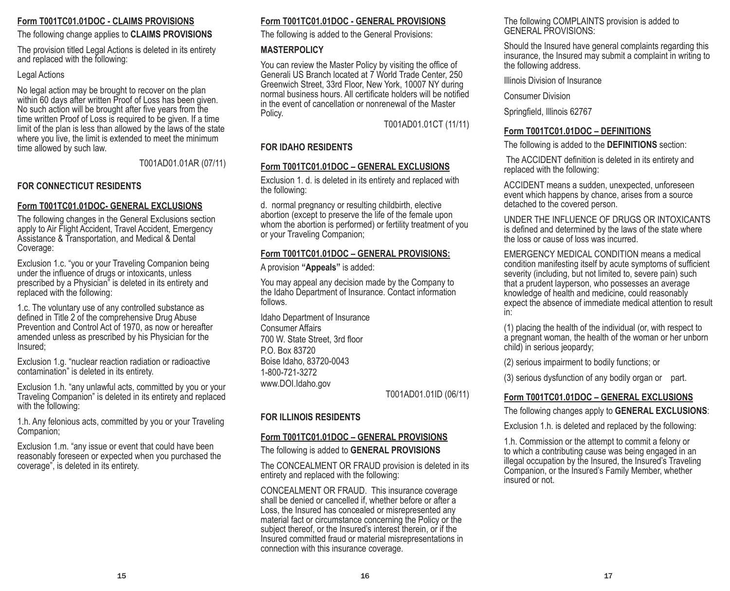**Form T001TC01.01DOC - CLAIMS PROVISIONS**

The following change applies to **CLAIMS PROVISIONS**

The provision titled Legal Actions is deleted in its entirety and replaced with the following:

Legal Actions

No legal action may be brought to recover on the plan within 60 days after written Proof of Loss has been given. No such action will be brought after five years from the time written Proof of Loss is required to be given. If a time limit of the plan is less than allowed by the laws of the state where you live, the limit is extended to meet the minimum time allowed by such law.

T001AD01.01AR (07/11)

### FOR CONNECTICUT RESIDENTS

**Form T001TC01.01DOC- GENERAL EXCLUSIONS**

The following changes in the General Exclusions section apply to Air Flight Accident, Travel Accident, Emergency Assistance & Transportation, and Medical & Dental Coverage:

Exclusion 1.c. "you or your Traveling Companion being under the influence of drugs or intoxicants, unless prescribed by a Physician" is deleted in its entirety and replaced with the following:

1.c. The voluntary use of any controlled substance as defined in Title 2 of the comprehensive Drug Abuse Prevention and Control Act of 1970, as now or hereafter amended unless as prescribed by his Physician for the Insured;

Exclusion 1.g. "nuclear reaction radiation or radioactive contamination" is deleted in its entirety.

Exclusion 1.h. "any unlawful acts, committed by you or your Traveling Companion" is deleted in its entirety and replaced with the following:

1.h. Any felonious acts, committed by you or your Traveling Companion;

Exclusion 1.m. "any issue or event that could have been reasonably foreseen or expected when you purchased the coverage", is deleted in its entirety.

**Form T001TC01.01DOC - GENERAL PROVISIONS**

The following is added to the General Provisions:

**MASTERPOLICY**

You can review the Master Policy by visiting the office of Generali US Branch located at 7 World Trade Center, 250 Greenwich Street, 33rd Floor, New York, 10007 NY during normal business hours. All certificate holders will be notified in the event of cancellation or nonrenewal of the Master Policy.

T001AD01.01CT (11/11)

### FOR IDAHO RESIDENTS

**Form T001TC01.01DOC – GENERAL EXCLUSIONS**

Exclusion 1. d. is deleted in its entirety and replaced with the following:

d. normal pregnancy or resulting childbirth, elective abortion (except to preserve the life of the female upon whom the abortion is performed) or fertility treatment of you or your Traveling Companion;

**Form T001TC01.01DOC – GENERAL PROVISIONS:**

A provision **"Appeals"** is added:

You may appeal any decision made by the Company to the Idaho Department of Insurance. Contact information follows.

Idaho Department of Insurance
Consumer Affairs
700 W. State Street, 3rd floor
P.O. Box 83720
Boise Idaho, 83720-0043
1-800-721-3272
www.DOI.Idaho.gov

T001AD01.01ID (06/11)

### FOR ILLINOIS RESIDENTS

**Form T001TC01.01DOC – GENERAL PROVISIONS**

The following is added to **GENERAL PROVISIONS**

The CONCEALMENT OR FRAUD provision is deleted in its entirety and replaced with the following:

CONCEALMENT OR FRAUD. This insurance coverage shall be denied or cancelled if, whether before or after a Loss, the Insured has concealed or misrepresented any material fact or circumstance concerning the Policy or the subject thereof, or the Insured's interest therein, or if the Insured committed fraud or material misrepresentations in connection with this insurance coverage.

The following COMPLAINTS provision is added to GENERAL PROVISIONS:

Should the Insured have general complaints regarding this insurance, the Insured may submit a complaint in writing to the following address.

Illinois Division of Insurance

Consumer Division

Springfield, Illinois 62767

**Form T001TC01.01DOC – DEFINITIONS**

The following is added to the **DEFINITIONS** section:

The ACCIDENT definition is deleted in its entirety and replaced with the following:

ACCIDENT means a sudden, unexpected, unforeseen event which happens by chance, arises from a source detached to the covered person.

UNDER THE INFLUENCE OF DRUGS OR INTOXICANTS is defined and determined by the laws of the state where the loss or cause of loss was incurred.

EMERGENCY MEDICAL CONDITION means a medical condition manifesting itself by acute symptoms of sufficient severity (including, but not limited to, severe pain) such that a prudent layperson, who possesses an average knowledge of health and medicine, could reasonably expect the absence of immediate medical attention to result in:

(1) placing the health of the individual (or, with respect to a pregnant woman, the health of the woman or her unborn child) in serious jeopardy;

(2) serious impairment to bodily functions; or

(3) serious dysfunction of any bodily organ or part.

**Form T001TC01.01DOC – GENERAL EXCLUSIONS**

The following changes apply to **GENERAL EXCLUSIONS**:

Exclusion 1.h. is deleted and replaced by the following:

1.h. Commission or the attempt to commit a felony or to which a contributing cause was being engaged in an illegal occupation by the Insured, the Insured's Traveling Companion, or the Insured's Family Member, whether insured or not.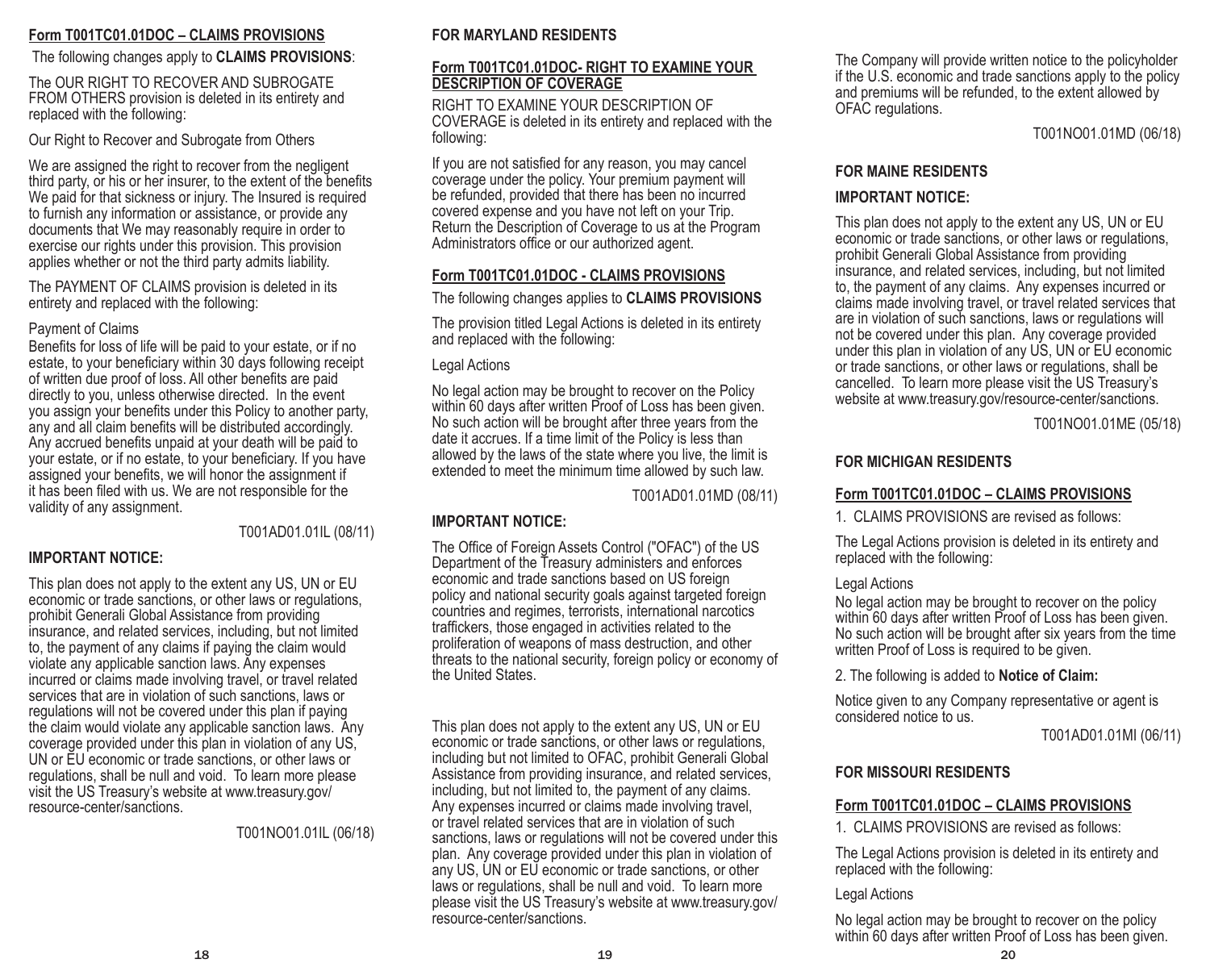**Form T001TC01.01DOC – CLAIMS PROVISIONS**

The following changes apply to **CLAIMS PROVISIONS**:

The OUR RIGHT TO RECOVER AND SUBROGATE FROM OTHERS provision is deleted in its entirety and replaced with the following:

Our Right to Recover and Subrogate from Others

We are assigned the right to recover from the negligent third party, or his or her insurer, to the extent of the benefits We paid for that sickness or injury. The Insured is required to furnish any information or assistance, or provide any documents that We may reasonably require in order to exercise our rights under this provision. This provision applies whether or not the third party admits liability.

The PAYMENT OF CLAIMS provision is deleted in its entirety and replaced with the following:

Payment of Claims
Benefits for loss of life will be paid to your estate, or if no estate, to your beneficiary within 30 days following receipt of written due proof of loss. All other benefits are paid directly to you, unless otherwise directed. In the event you assign your benefits under this Policy to another party, any and all claim benefits will be distributed accordingly. Any accrued benefits unpaid at your death will be paid to your estate, or if no estate, to your beneficiary. If you have assigned your benefits, we will honor the assignment if it has been filed with us. We are not responsible for the validity of any assignment.

T001AD01.01IL (08/11)

**IMPORTANT NOTICE:**

This plan does not apply to the extent any US, UN or EU economic or trade sanctions, or other laws or regulations, prohibit Generali Global Assistance from providing insurance, and related services, including, but not limited to, the payment of any claims if paying the claim would violate any applicable sanction laws. Any expenses incurred or claims made involving travel, or travel related services that are in violation of such sanctions, laws or regulations will not be covered under this plan if paying the claim would violate any applicable sanction laws. Any coverage provided under this plan in violation of any US, UN or EU economic or trade sanctions, or other laws or regulations, shall be null and void. To learn more please visit the US Treasury's website at www.treasury.gov/resource-center/sanctions.

T001NO01.01IL (06/18)

**FOR MARYLAND RESIDENTS**

**Form T001TC01.01DOC- RIGHT TO EXAMINE YOUR DESCRIPTION OF COVERAGE**

RIGHT TO EXAMINE YOUR DESCRIPTION OF COVERAGE is deleted in its entirety and replaced with the following:

If you are not satisfied for any reason, you may cancel coverage under the policy. Your premium payment will be refunded, provided that there has been no incurred covered expense and you have not left on your Trip. Return the Description of Coverage to us at the Program Administrators office or our authorized agent.

**Form T001TC01.01DOC - CLAIMS PROVISIONS**

The following changes applies to **CLAIMS PROVISIONS**

The provision titled Legal Actions is deleted in its entirety and replaced with the following:

Legal Actions

No legal action may be brought to recover on the Policy within 60 days after written Proof of Loss has been given. No such action will be brought after three years from the date it accrues. If a time limit of the Policy is less than allowed by the laws of the state where you live, the limit is extended to meet the minimum time allowed by such law.

T001AD01.01MD (08/11)

**IMPORTANT NOTICE:**

The Office of Foreign Assets Control ("OFAC") of the US Department of the Treasury administers and enforces economic and trade sanctions based on US foreign policy and national security goals against targeted foreign countries and regimes, terrorists, international narcotics traffickers, those engaged in activities related to the proliferation of weapons of mass destruction, and other threats to the national security, foreign policy or economy of the United States.

This plan does not apply to the extent any US, UN or EU economic or trade sanctions, or other laws or regulations, including but not limited to OFAC, prohibit Generali Global Assistance from providing insurance, and related services, including, but not limited to, the payment of any claims. Any expenses incurred or claims made involving travel, or travel related services that are in violation of such sanctions, laws or regulations will not be covered under this plan. Any coverage provided under this plan in violation of any US, UN or EU economic or trade sanctions, or other laws or regulations, shall be null and void. To learn more please visit the US Treasury's website at www.treasury.gov/resource-center/sanctions.

The Company will provide written notice to the policyholder if the U.S. economic and trade sanctions apply to the policy and premiums will be refunded, to the extent allowed by OFAC regulations.

T001NO01.01MD (06/18)

**FOR MAINE RESIDENTS**

**IMPORTANT NOTICE:**

This plan does not apply to the extent any US, UN or EU economic or trade sanctions, or other laws or regulations, prohibit Generali Global Assistance from providing insurance, and related services, including, but not limited to, the payment of any claims. Any expenses incurred or claims made involving travel, or travel related services that are in violation of such sanctions, laws or regulations will not be covered under this plan. Any coverage provided under this plan in violation of any US, UN or EU economic or trade sanctions, or other laws or regulations, shall be cancelled. To learn more please visit the US Treasury's website at www.treasury.gov/resource-center/sanctions.

T001NO01.01ME (05/18)

**FOR MICHIGAN RESIDENTS**

**Form T001TC01.01DOC – CLAIMS PROVISIONS**

1. CLAIMS PROVISIONS are revised as follows:

The Legal Actions provision is deleted in its entirety and replaced with the following:

Legal Actions
No legal action may be brought to recover on the policy within 60 days after written Proof of Loss has been given. No such action will be brought after six years from the time written Proof of Loss is required to be given.

2. The following is added to **Notice of Claim:**

Notice given to any Company representative or agent is considered notice to us.

T001AD01.01MI (06/11)

**FOR MISSOURI RESIDENTS**

**Form T001TC01.01DOC – CLAIMS PROVISIONS**

1. CLAIMS PROVISIONS are revised as follows:

The Legal Actions provision is deleted in its entirety and replaced with the following:

Legal Actions

No legal action may be brought to recover on the policy within 60 days after written Proof of Loss has been given.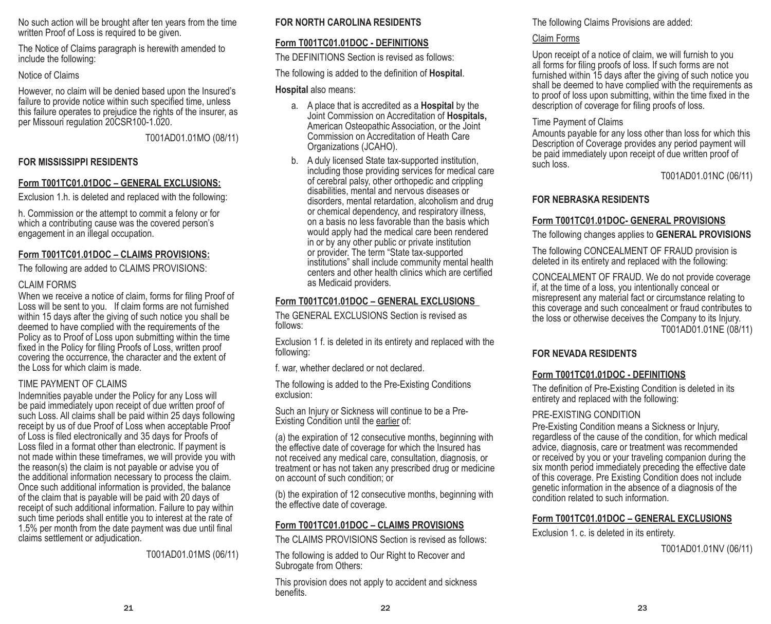No such action will be brought after ten years from the time written Proof of Loss is required to be given.

The Notice of Claims paragraph is herewith amended to include the following:

Notice of Claims

However, no claim will be denied based upon the Insured's failure to provide notice within such specified time, unless this failure operates to prejudice the rights of the insurer, as per Missouri regulation 20CSR100-1.020.

T001AD01.01MO (08/11)

## FOR MISSISSIPPI RESIDENTS

### Form T001TC01.01DOC – GENERAL EXCLUSIONS:

Exclusion 1.h. is deleted and replaced with the following:

h. Commission or the attempt to commit a felony or for which a contributing cause was the covered person's engagement in an illegal occupation.

### Form T001TC01.01DOC – CLAIMS PROVISIONS:

The following are added to CLAIMS PROVISIONS:

CLAIM FORMS
When we receive a notice of claim, forms for filing Proof of Loss will be sent to you. If claim forms are not furnished within 15 days after the giving of such notice you shall be deemed to have complied with the requirements of the Policy as to Proof of Loss upon submitting within the time fixed in the Policy for filing Proofs of Loss, written proof covering the occurrence, the character and the extent of the Loss for which claim is made.

TIME PAYMENT OF CLAIMS
Indemnities payable under the Policy for any Loss will be paid immediately upon receipt of due written proof of such Loss. All claims shall be paid within 25 days following receipt by us of due Proof of Loss when acceptable Proof of Loss is filed electronically and 35 days for Proofs of Loss filed in a format other than electronic. If payment is not made within these timeframes, we will provide you with the reason(s) the claim is not payable or advise you of the additional information necessary to process the claim. Once such additional information is provided, the balance of the claim that is payable will be paid with 20 days of receipt of such additional information. Failure to pay within such time periods shall entitle you to interest at the rate of 1.5% per month from the date payment was due until final claims settlement or adjudication.

T001AD01.01MS (06/11)

## FOR NORTH CAROLINA RESIDENTS

### Form T001TC01.01DOC - DEFINITIONS

The DEFINITIONS Section is revised as follows:

The following is added to the definition of **Hospital**.

**Hospital** also means:

a. A place that is accredited as a **Hospital** by the Joint Commission on Accreditation of **Hospitals,** American Osteopathic Association, or the Joint Commission on Accreditation of Heath Care Organizations (JCAHO).

b. A duly licensed State tax-supported institution, including those providing services for medical care of cerebral palsy, other orthopedic and crippling disabilities, mental and nervous diseases or disorders, mental retardation, alcoholism and drug or chemical dependency, and respiratory illness, on a basis no less favorable than the basis which would apply had the medical care been rendered in or by any other public or private institution or provider. The term "State tax-supported institutions" shall include community mental health centers and other health clinics which are certified as Medicaid providers.

### Form T001TC01.01DOC – GENERAL EXCLUSIONS

The GENERAL EXCLUSIONS Section is revised as follows:

Exclusion 1 f. is deleted in its entirety and replaced with the following:

f. war, whether declared or not declared.

The following is added to the Pre-Existing Conditions exclusion:

Such an Injury or Sickness will continue to be a Pre-Existing Condition until the earlier of:

(a) the expiration of 12 consecutive months, beginning with the effective date of coverage for which the Insured has not received any medical care, consultation, diagnosis, or treatment or has not taken any prescribed drug or medicine on account of such condition; or

(b) the expiration of 12 consecutive months, beginning with the effective date of coverage.

### Form T001TC01.01DOC – CLAIMS PROVISIONS

The CLAIMS PROVISIONS Section is revised as follows:

The following is added to Our Right to Recover and Subrogate from Others:

This provision does not apply to accident and sickness benefits.

The following Claims Provisions are added:

Claim Forms

Upon receipt of a notice of claim, we will furnish to you all forms for filing proofs of loss. If such forms are not furnished within 15 days after the giving of such notice you shall be deemed to have complied with the requirements as to proof of loss upon submitting, within the time fixed in the description of coverage for filing proofs of loss.

Time Payment of Claims
Amounts payable for any loss other than loss for which this Description of Coverage provides any period payment will be paid immediately upon receipt of due written proof of such loss.

T001AD01.01NC (06/11)

## FOR NEBRASKA RESIDENTS

### Form T001TC01.01DOC- GENERAL PROVISIONS

The following changes applies to **GENERAL PROVISIONS**

The following CONCEALMENT OF FRAUD provision is deleted in its entirety and replaced with the following:

CONCEALMENT OF FRAUD. We do not provide coverage if, at the time of a loss, you intentionally conceal or misrepresent any material fact or circumstance relating to this coverage and such concealment or fraud contributes to the loss or otherwise deceives the Company to its Injury.

T001AD01.01NE (08/11)

## FOR NEVADA RESIDENTS

### Form T001TC01.01DOC - DEFINITIONS

The definition of Pre-Existing Condition is deleted in its entirety and replaced with the following:

PRE-EXISTING CONDITION
Pre-Existing Condition means a Sickness or Injury, regardless of the cause of the condition, for which medical advice, diagnosis, care or treatment was recommended or received by you or your traveling companion during the six month period immediately preceding the effective date of this coverage. Pre Existing Condition does not include genetic information in the absence of a diagnosis of the condition related to such information.

### Form T001TC01.01DOC – GENERAL EXCLUSIONS

Exclusion 1. c. is deleted in its entirety.

T001AD01.01NV (06/11)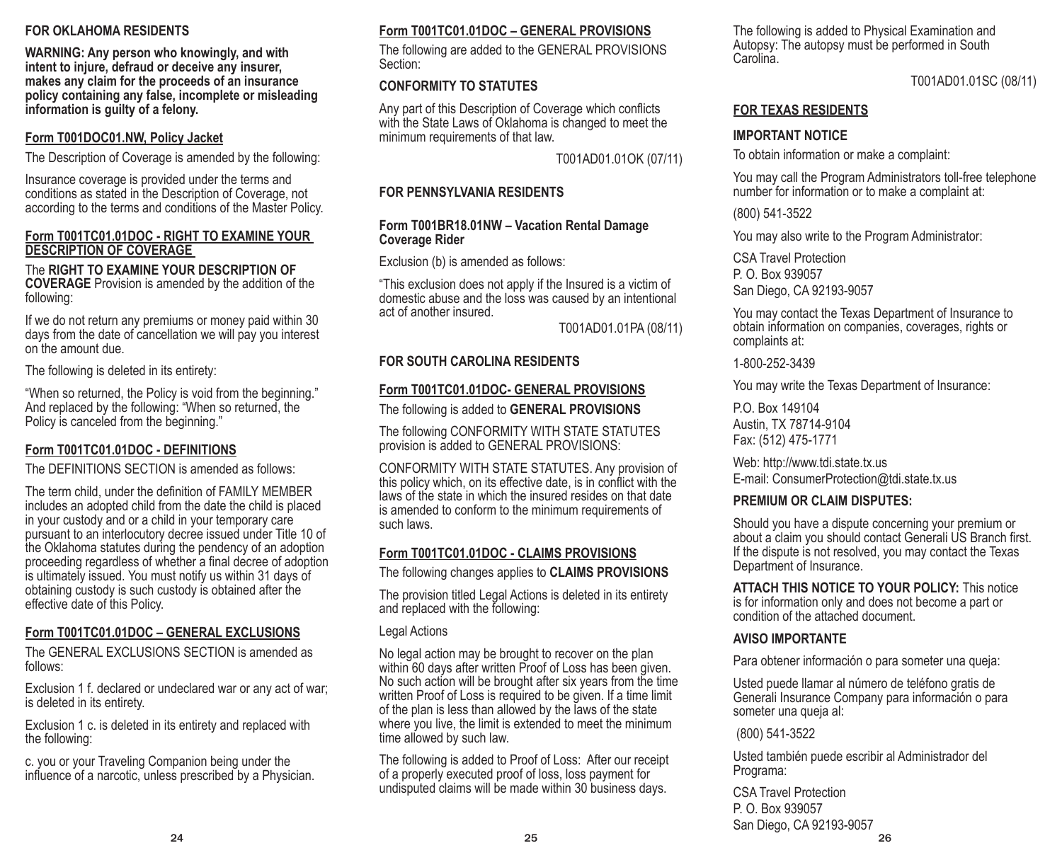## FOR OKLAHOMA RESIDENTS

**WARNING: Any person who knowingly, and with intent to injure, defraud or deceive any insurer, makes any claim for the proceeds of an insurance policy containing any false, incomplete or misleading information is guilty of a felony.**

### Form T001DOC01.NW, Policy Jacket

The Description of Coverage is amended by the following:

Insurance coverage is provided under the terms and conditions as stated in the Description of Coverage, not according to the terms and conditions of the Master Policy.

### Form T001TC01.01DOC - RIGHT TO EXAMINE YOUR DESCRIPTION OF COVERAGE

The **RIGHT TO EXAMINE YOUR DESCRIPTION OF COVERAGE** Provision is amended by the addition of the following:

If we do not return any premiums or money paid within 30 days from the date of cancellation we will pay you interest on the amount due.

The following is deleted in its entirety:

"When so returned, the Policy is void from the beginning." And replaced by the following: "When so returned, the Policy is canceled from the beginning."

### Form T001TC01.01DOC - DEFINITIONS

The DEFINITIONS SECTION is amended as follows:

The term child, under the definition of FAMILY MEMBER includes an adopted child from the date the child is placed in your custody and or a child in your temporary care pursuant to an interlocutory decree issued under Title 10 of the Oklahoma statutes during the pendency of an adoption proceeding regardless of whether a final decree of adoption is ultimately issued. You must notify us within 31 days of obtaining custody is such custody is obtained after the effective date of this Policy.

### Form T001TC01.01DOC – GENERAL EXCLUSIONS

The GENERAL EXCLUSIONS SECTION is amended as follows:

Exclusion 1 f. declared or undeclared war or any act of war; is deleted in its entirety.

Exclusion 1 c. is deleted in its entirety and replaced with the following:

c. you or your Traveling Companion being under the influence of a narcotic, unless prescribed by a Physician.

### Form T001TC01.01DOC – GENERAL PROVISIONS

The following are added to the GENERAL PROVISIONS Section:

**CONFORMITY TO STATUTES**

Any part of this Description of Coverage which conflicts with the State Laws of Oklahoma is changed to meet the minimum requirements of that law.

T001AD01.01OK (07/11)

## FOR PENNSYLVANIA RESIDENTS

### Form T001BR18.01NW – Vacation Rental Damage Coverage Rider

Exclusion (b) is amended as follows:

"This exclusion does not apply if the Insured is a victim of domestic abuse and the loss was caused by an intentional act of another insured.

T001AD01.01PA (08/11)

## FOR SOUTH CAROLINA RESIDENTS

### Form T001TC01.01DOC- GENERAL PROVISIONS

The following is added to **GENERAL PROVISIONS**

The following CONFORMITY WITH STATE STATUTES provision is added to GENERAL PROVISIONS:

CONFORMITY WITH STATE STATUTES. Any provision of this policy which, on its effective date, is in conflict with the laws of the state in which the insured resides on that date is amended to conform to the minimum requirements of such laws.

### Form T001TC01.01DOC - CLAIMS PROVISIONS

The following changes applies to **CLAIMS PROVISIONS**

The provision titled Legal Actions is deleted in its entirety and replaced with the following:

Legal Actions

No legal action may be brought to recover on the plan within 60 days after written Proof of Loss has been given. No such action will be brought after six years from the time written Proof of Loss is required to be given. If a time limit of the plan is less than allowed by the laws of the state where you live, the limit is extended to meet the minimum time allowed by such law.

The following is added to Proof of Loss: After our receipt of a properly executed proof of loss, loss payment for undisputed claims will be made within 30 business days.

The following is added to Physical Examination and Autopsy: The autopsy must be performed in South Carolina.

T001AD01.01SC (08/11)

## FOR TEXAS RESIDENTS

**IMPORTANT NOTICE**

To obtain information or make a complaint:

You may call the Program Administrators toll-free telephone number for information or to make a complaint at:

(800) 541-3522

You may also write to the Program Administrator:

CSA Travel Protection
P. O. Box 939057
San Diego, CA 92193-9057

You may contact the Texas Department of Insurance to obtain information on companies, coverages, rights or complaints at:

1-800-252-3439

You may write the Texas Department of Insurance:

P.O. Box 149104
Austin, TX 78714-9104
Fax: (512) 475-1771

Web: http://www.tdi.state.tx.us
E-mail: ConsumerProtection@tdi.state.tx.us

**PREMIUM OR CLAIM DISPUTES:**

Should you have a dispute concerning your premium or about a claim you should contact Generali US Branch first. If the dispute is not resolved, you may contact the Texas Department of Insurance.

**ATTACH THIS NOTICE TO YOUR POLICY:** This notice is for information only and does not become a part or condition of the attached document.

**AVISO IMPORTANTE**

Para obtener información o para someter una queja:

Usted puede llamar al número de teléfono gratis de Generali Insurance Company para información o para someter una queja al:

(800) 541-3522

Usted también puede escribir al Administrador del Programa:

CSA Travel Protection
P. O. Box 939057
San Diego, CA 92193-9057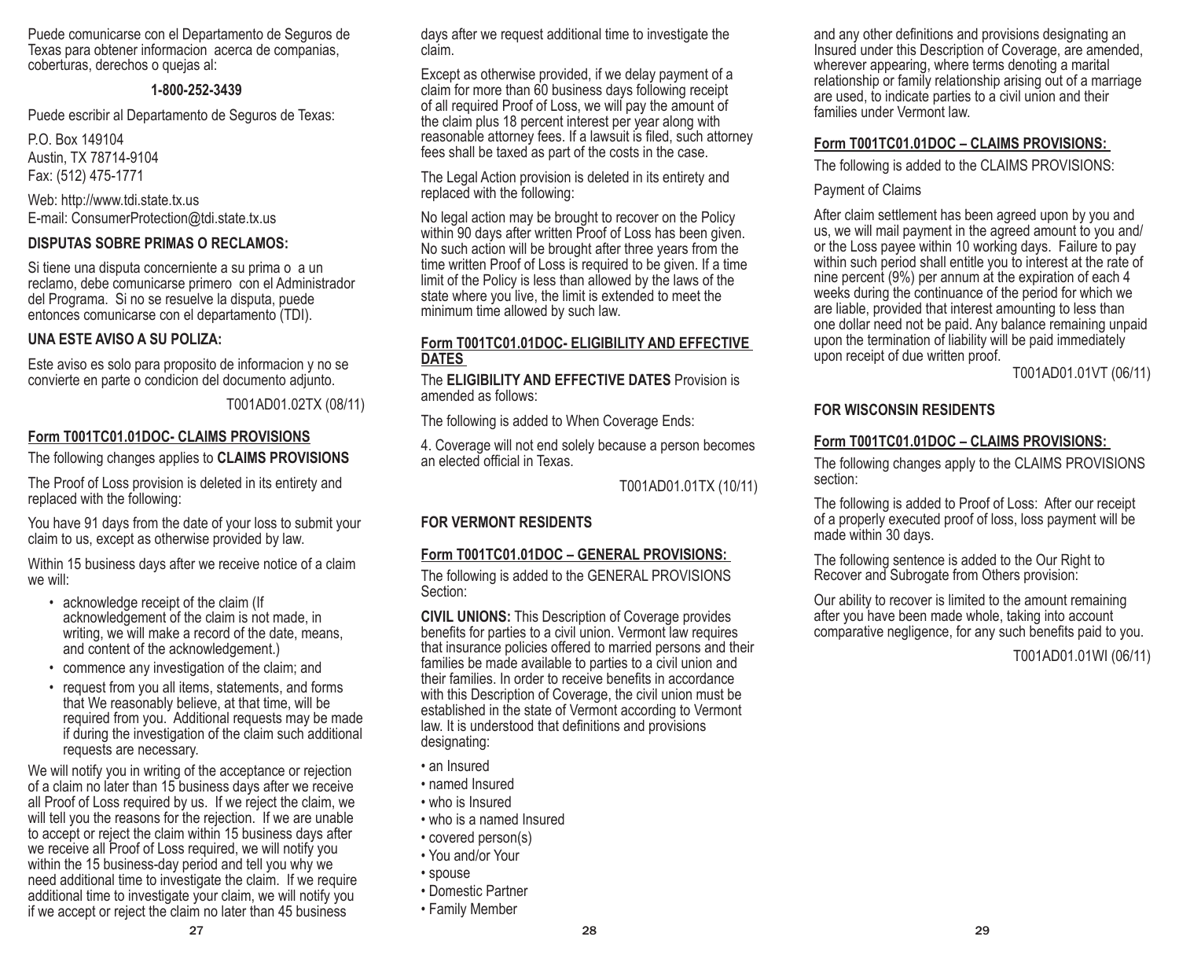Puede comunicarse con el Departamento de Seguros de Texas para obtener informacion acerca de companias, coberturas, derechos o quejas al:

**1-800-252-3439**

Puede escribir al Departamento de Seguros de Texas:

P.O. Box 149104
Austin, TX 78714-9104
Fax: (512) 475-1771

Web: http://www.tdi.state.tx.us
E-mail: ConsumerProtection@tdi.state.tx.us

**DISPUTAS SOBRE PRIMAS O RECLAMOS:**

Si tiene una disputa concerniente a su prima o a un reclamo, debe comunicarse primero con el Administrador del Programa. Si no se resuelve la disputa, puede entonces comunicarse con el departamento (TDI).

**UNA ESTE AVISO A SU POLIZA:**

Este aviso es solo para proposito de informacion y no se convierte en parte o condicion del documento adjunto.

T001AD01.02TX (08/11)

**Form T001TC01.01DOC- CLAIMS PROVISIONS**

The following changes applies to **CLAIMS PROVISIONS**

The Proof of Loss provision is deleted in its entirety and replaced with the following:

You have 91 days from the date of your loss to submit your claim to us, except as otherwise provided by law.

Within 15 business days after we receive notice of a claim we will:

- acknowledge receipt of the claim (If acknowledgement of the claim is not made, in writing, we will make a record of the date, means, and content of the acknowledgement.)
- commence any investigation of the claim; and
- request from you all items, statements, and forms that We reasonably believe, at that time, will be required from you. Additional requests may be made if during the investigation of the claim such additional requests are necessary.

We will notify you in writing of the acceptance or rejection of a claim no later than 15 business days after we receive all Proof of Loss required by us. If we reject the claim, we will tell you the reasons for the rejection. If we are unable to accept or reject the claim within 15 business days after we receive all Proof of Loss required, we will notify you within the 15 business-day period and tell you why we need additional time to investigate the claim. If we require additional time to investigate your claim, we will notify you if we accept or reject the claim no later than 45 business days after we request additional time to investigate the claim.

Except as otherwise provided, if we delay payment of a claim for more than 60 business days following receipt of all required Proof of Loss, we will pay the amount of the claim plus 18 percent interest per year along with reasonable attorney fees. If a lawsuit is filed, such attorney fees shall be taxed as part of the costs in the case.

The Legal Action provision is deleted in its entirety and replaced with the following:

No legal action may be brought to recover on the Policy within 90 days after written Proof of Loss has been given. No such action will be brought after three years from the time written Proof of Loss is required to be given. If a time limit of the Policy is less than allowed by the laws of the state where you live, the limit is extended to meet the minimum time allowed by such law.

**Form T001TC01.01DOC- ELIGIBILITY AND EFFECTIVE DATES**

The **ELIGIBILITY AND EFFECTIVE DATES** Provision is amended as follows:

The following is added to When Coverage Ends:

4. Coverage will not end solely because a person becomes an elected official in Texas.

T001AD01.01TX (10/11)

**FOR VERMONT RESIDENTS**

**Form T001TC01.01DOC – GENERAL PROVISIONS:**

The following is added to the GENERAL PROVISIONS Section:

**CIVIL UNIONS:** This Description of Coverage provides benefits for parties to a civil union. Vermont law requires that insurance policies offered to married persons and their families be made available to parties to a civil union and their families. In order to receive benefits in accordance with this Description of Coverage, the civil union must be established in the state of Vermont according to Vermont law. It is understood that definitions and provisions designating:

- an Insured
- named Insured
- who is Insured
- who is a named Insured
- covered person(s)
- You and/or Your
- spouse
- Domestic Partner
- Family Member

and any other definitions and provisions designating an Insured under this Description of Coverage, are amended, wherever appearing, where terms denoting a marital relationship or family relationship arising out of a marriage are used, to indicate parties to a civil union and their families under Vermont law.

**Form T001TC01.01DOC – CLAIMS PROVISIONS:**

The following is added to the CLAIMS PROVISIONS:

Payment of Claims

After claim settlement has been agreed upon by you and us, we will mail payment in the agreed amount to you and/or the Loss payee within 10 working days. Failure to pay within such period shall entitle you to interest at the rate of nine percent (9%) per annum at the expiration of each 4 weeks during the continuance of the period for which we are liable, provided that interest amounting to less than one dollar need not be paid. Any balance remaining unpaid upon the termination of liability will be paid immediately upon receipt of due written proof.

T001AD01.01VT (06/11)

**FOR WISCONSIN RESIDENTS**

**Form T001TC01.01DOC – CLAIMS PROVISIONS:**

The following changes apply to the CLAIMS PROVISIONS section:

The following is added to Proof of Loss: After our receipt of a properly executed proof of loss, loss payment will be made within 30 days.

The following sentence is added to the Our Right to Recover and Subrogate from Others provision:

Our ability to recover is limited to the amount remaining after you have been made whole, taking into account comparative negligence, for any such benefits paid to you.

T001AD01.01WI (06/11)